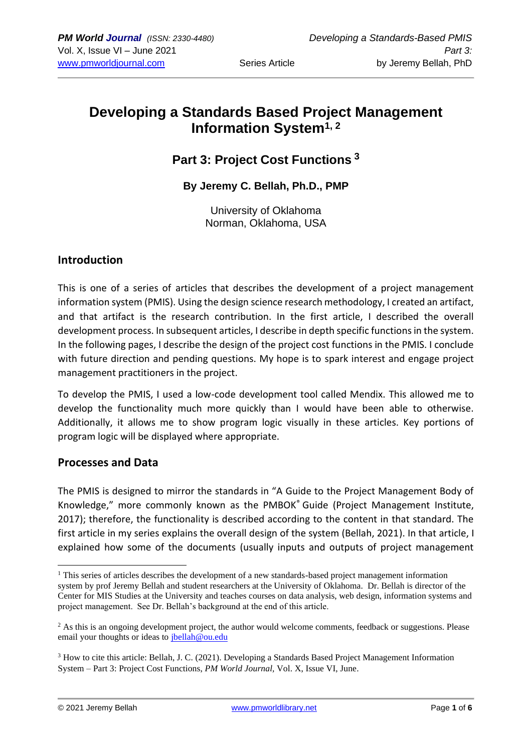# Developing a Standards Based Project Management Information System[1, 2]

## Part 3: Project Cost Functions [3]

### By Jeremy C. Bellah, Ph.D., PMP

University of Oklahoma
Norman, Oklahoma, USA

## Introduction

This is one of a series of articles that describes the development of a project management information system (PMIS). Using the design science research methodology, I created an artifact, and that artifact is the research contribution. In the first article, I described the overall development process. In subsequent articles, I describe in depth specific functions in the system. In the following pages, I describe the design of the project cost functions in the PMIS. I conclude with future direction and pending questions. My hope is to spark interest and engage project management practitioners in the project.

To develop the PMIS, I used a low-code development tool called Mendix. This allowed me to develop the functionality much more quickly than I would have been able to otherwise. Additionally, it allows me to show program logic visually in these articles. Key portions of program logic will be displayed where appropriate.

## Processes and Data

The PMIS is designed to mirror the standards in "A Guide to the Project Management Body of Knowledge," more commonly known as the PMBOK® Guide (Project Management Institute, 2017); therefore, the functionality is described according to the content in that standard. The first article in my series explains the overall design of the system (Bellah, 2021). In that article, I explained how some of the documents (usually inputs and outputs of project management

---

[1] This series of articles describes the development of a new standards-based project management information system by prof Jeremy Bellah and student researchers at the University of Oklahoma. Dr. Bellah is director of the Center for MIS Studies at the University and teaches courses on data analysis, web design, information systems and project management. See Dr. Bellah's background at the end of this article.

[2] As this is an ongoing development project, the author would welcome comments, feedback or suggestions. Please email your thoughts or ideas to jbellah@ou.edu

[3] How to cite this article: Bellah, J. C. (2021). Developing a Standards Based Project Management Information System – Part 3: Project Cost Functions, *PM World Journal*, Vol. X, Issue VI, June.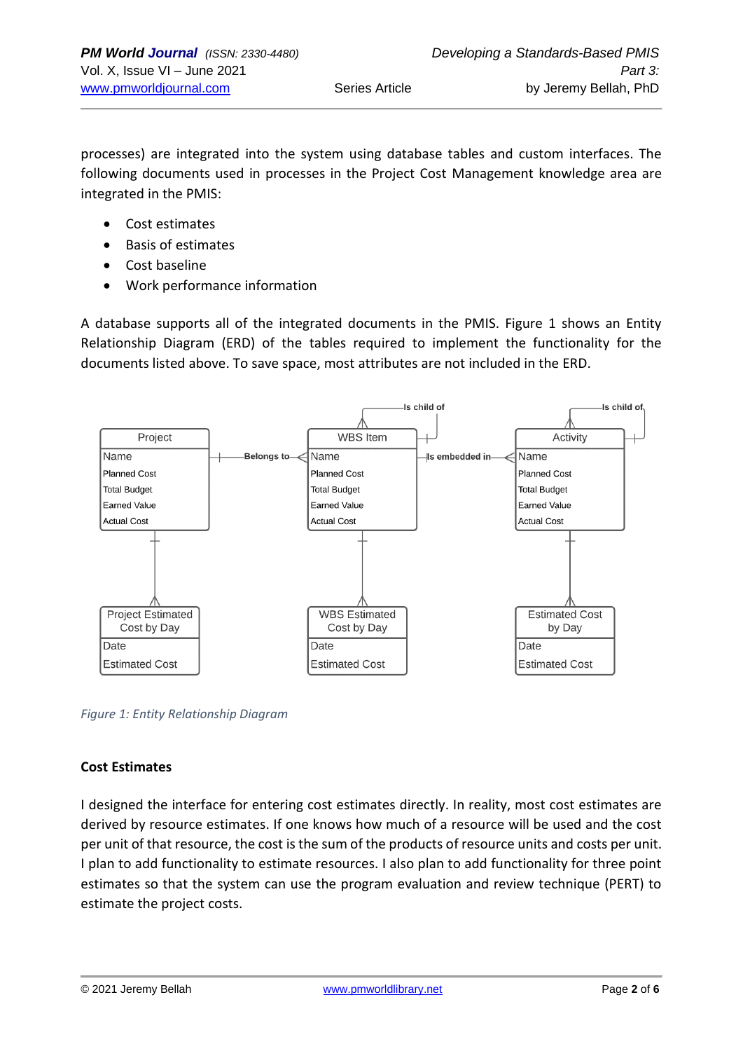processes) are integrated into the system using database tables and custom interfaces. The following documents used in processes in the Project Cost Management knowledge area are integrated in the PMIS:

- Cost estimates
- Basis of estimates
- Cost baseline
- Work performance information

A database supports all of the integrated documents in the PMIS. Figure 1 shows an Entity Relationship Diagram (ERD) of the tables required to implement the functionality for the documents listed above. To save space, most attributes are not included in the ERD.

Project
Name
Planned Cost
Total Budget
Earned Value
Actual Cost

Belongs to

WBS Item
Name
Planned Cost
Total Budget
Earned Value
Actual Cost

Is child of

Is embedded in

Activity
Name
Planned Cost
Total Budget
Earned Value
Actual Cost

Is child of

Project Estimated Cost by Day
Date
Estimated Cost

WBS Estimated Cost by Day
Date
Estimated Cost

Estimated Cost by Day
Date
Estimated Cost

*Figure 1: Entity Relationship Diagram*

**Cost Estimates**

I designed the interface for entering cost estimates directly. In reality, most cost estimates are derived by resource estimates. If one knows how much of a resource will be used and the cost per unit of that resource, the cost is the sum of the products of resource units and costs per unit. I plan to add functionality to estimate resources. I also plan to add functionality for three point estimates so that the system can use the program evaluation and review technique (PERT) to estimate the project costs.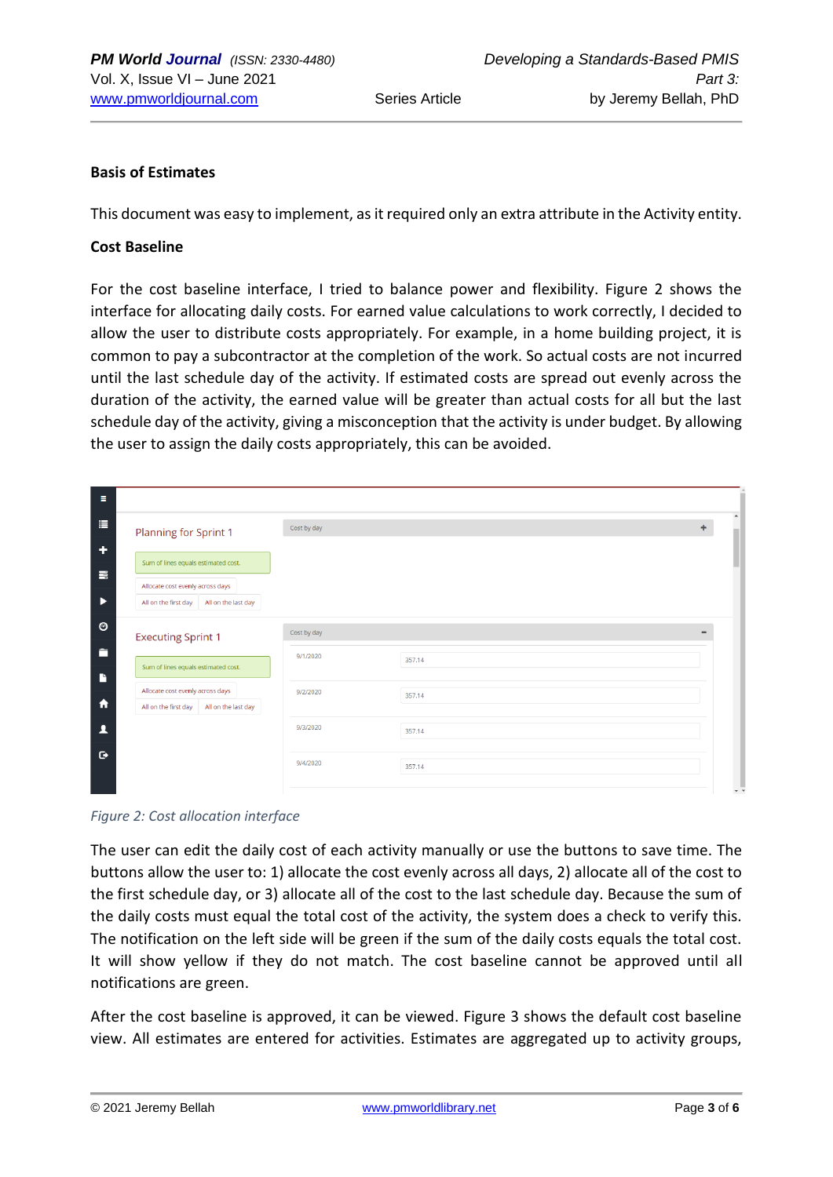**Basis of Estimates**

This document was easy to implement, as it required only an extra attribute in the Activity entity.

**Cost Baseline**

For the cost baseline interface, I tried to balance power and flexibility. Figure 2 shows the interface for allocating daily costs. For earned value calculations to work correctly, I decided to allow the user to distribute costs appropriately. For example, in a home building project, it is common to pay a subcontractor at the completion of the work. So actual costs are not incurred until the last schedule day of the activity. If estimated costs are spread out evenly across the duration of the activity, the earned value will be greater than actual costs for all but the last schedule day of the activity, giving a misconception that the activity is under budget. By allowing the user to assign the daily costs appropriately, this can be avoided.

Planning for Sprint 1

Sum of lines equals estimated cost.

Allocate cost evenly across days

All on the first day

All on the last day

Cost by day

Executing Sprint 1

Sum of lines equals estimated cost.

Allocate cost evenly across days

All on the first day

All on the last day

Cost by day

9/1/2020 357.14

9/2/2020 357.14

9/3/2020 357.14

9/4/2020 357.14

*Figure 2: Cost allocation interface*

The user can edit the daily cost of each activity manually or use the buttons to save time. The buttons allow the user to: 1) allocate the cost evenly across all days, 2) allocate all of the cost to the first schedule day, or 3) allocate all of the cost to the last schedule day. Because the sum of the daily costs must equal the total cost of the activity, the system does a check to verify this. The notification on the left side will be green if the sum of the daily costs equals the total cost. It will show yellow if they do not match. The cost baseline cannot be approved until all notifications are green.

After the cost baseline is approved, it can be viewed. Figure 3 shows the default cost baseline view. All estimates are entered for activities. Estimates are aggregated up to activity groups,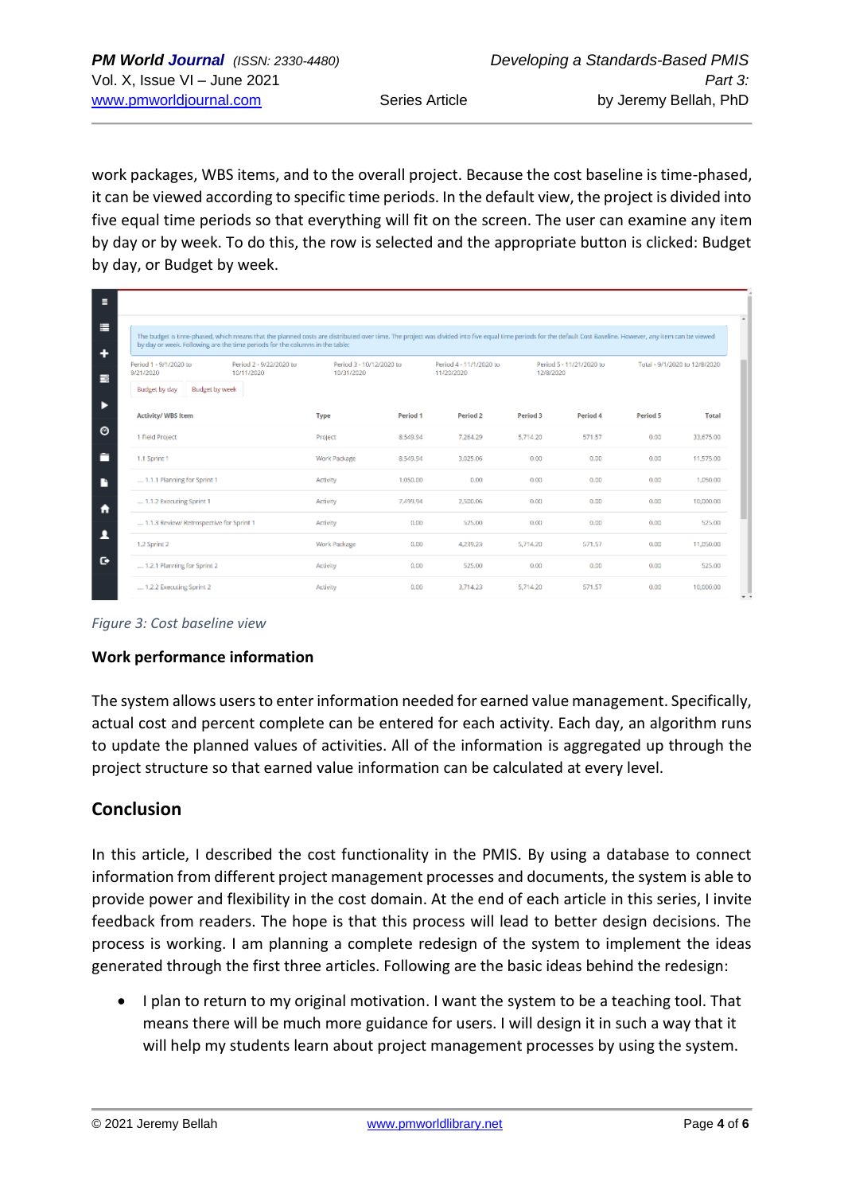work packages, WBS items, and to the overall project. Because the cost baseline is time-phased, it can be viewed according to specific time periods. In the default view, the project is divided into five equal time periods so that everything will fit on the screen. The user can examine any item by day or by week. To do this, the row is selected and the appropriate button is clicked: Budget by day, or Budget by week.

The budget is time-phased, which means that the planned costs are distributed over time. The project was divided into five equal time periods for the default Cost Baseline. However, any item can be viewed by day or week. Following are the time periods for the columns in the table:

Period 1 - 9/1/2020 to 9/21/2020
Period 2 - 9/22/2020 to 10/11/2020
Period 3 - 10/12/2020 to 10/31/2020
Period 4 - 11/1/2020 to 11/20/2020
Period 5 - 11/21/2020 to 12/8/2020
Total - 9/1/2020 to 12/8/2020

Budget by day
Budget by week

| Activity/ WBS Item | Type | Period 1 | Period 2 | Period 3 | Period 4 | Period 5 | Total |
|---|---|---|---|---|---|---|---|
| 1 Field Project | Project | 8,549.94 | 7,264.29 | 5,714.20 | 571.57 | 0.00 | 33,675.00 |
| 1.1 Sprint 1 | Work Package | 8,549.94 | 3,025.06 | 0.00 | 0.00 | 0.00 | 11,575.00 |
| ... 1.1.1 Planning for Sprint 1 | Activity | 1,050.00 | 0.00 | 0.00 | 0.00 | 0.00 | 1,050.00 |
| ... 1.1.2 Executing Sprint 1 | Activity | 7,499.94 | 2,500.06 | 0.00 | 0.00 | 0.00 | 10,000.00 |
| ... 1.1.3 Review/ Retrospective for Sprint 1 | Activity | 0.00 | 525.00 | 0.00 | 0.00 | 0.00 | 525.00 |
| 1.2 Sprint 2 | Work Package | 0.00 | 4,239.23 | 5,714.20 | 571.57 | 0.00 | 11,050.00 |
| ... 1.2.1 Planning for Sprint 2 | Activity | 0.00 | 525.00 | 0.00 | 0.00 | 0.00 | 525.00 |
| ... 1.2.2 Executing Sprint 2 | Activity | 0.00 | 3,714.23 | 5,714.20 | 571.57 | 0.00 | 10,000.00 |

*Figure 3: Cost baseline view*

**Work performance information**

The system allows users to enter information needed for earned value management. Specifically, actual cost and percent complete can be entered for each activity. Each day, an algorithm runs to update the planned values of activities. All of the information is aggregated up through the project structure so that earned value information can be calculated at every level.

## Conclusion

In this article, I described the cost functionality in the PMIS. By using a database to connect information from different project management processes and documents, the system is able to provide power and flexibility in the cost domain. At the end of each article in this series, I invite feedback from readers. The hope is that this process will lead to better design decisions. The process is working. I am planning a complete redesign of the system to implement the ideas generated through the first three articles. Following are the basic ideas behind the redesign:

- I plan to return to my original motivation. I want the system to be a teaching tool. That means there will be much more guidance for users. I will design it in such a way that it will help my students learn about project management processes by using the system.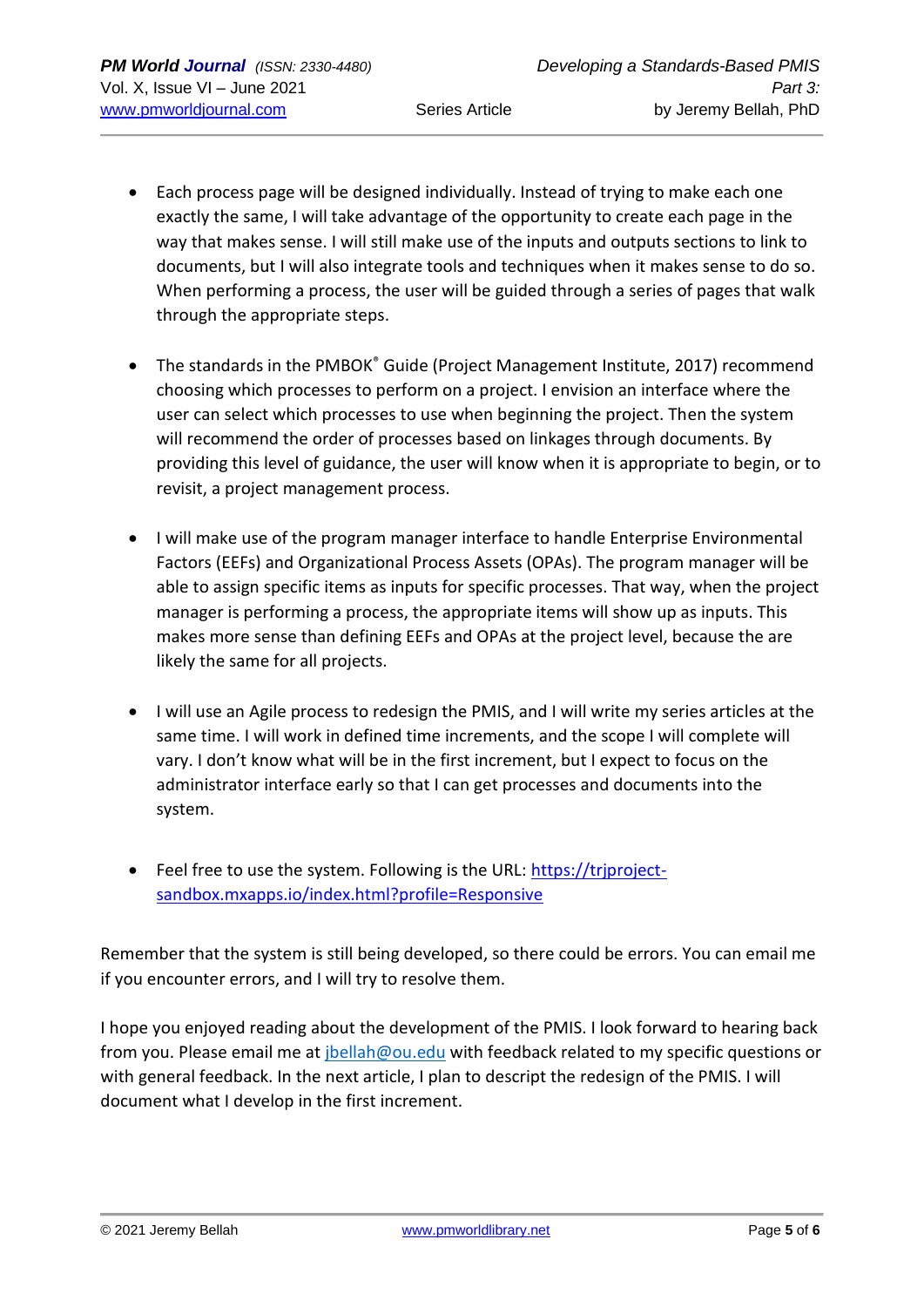- Each process page will be designed individually. Instead of trying to make each one exactly the same, I will take advantage of the opportunity to create each page in the way that makes sense. I will still make use of the inputs and outputs sections to link to documents, but I will also integrate tools and techniques when it makes sense to do so. When performing a process, the user will be guided through a series of pages that walk through the appropriate steps.

- The standards in the PMBOK® Guide (Project Management Institute, 2017) recommend choosing which processes to perform on a project. I envision an interface where the user can select which processes to use when beginning the project. Then the system will recommend the order of processes based on linkages through documents. By providing this level of guidance, the user will know when it is appropriate to begin, or to revisit, a project management process.

- I will make use of the program manager interface to handle Enterprise Environmental Factors (EEFs) and Organizational Process Assets (OPAs). The program manager will be able to assign specific items as inputs for specific processes. That way, when the project manager is performing a process, the appropriate items will show up as inputs. This makes more sense than defining EEFs and OPAs at the project level, because the are likely the same for all projects.

- I will use an Agile process to redesign the PMIS, and I will write my series articles at the same time. I will work in defined time increments, and the scope I will complete will vary. I don't know what will be in the first increment, but I expect to focus on the administrator interface early so that I can get processes and documents into the system.

- Feel free to use the system. Following is the URL: [https://trjproject-sandbox.mxapps.io/index.html?profile=Responsive](https://trjproject-sandbox.mxapps.io/index.html?profile=Responsive)

Remember that the system is still being developed, so there could be errors. You can email me if you encounter errors, and I will try to resolve them.

I hope you enjoyed reading about the development of the PMIS. I look forward to hearing back from you. Please email me at [jbellah@ou.edu](mailto:jbellah@ou.edu) with feedback related to my specific questions or with general feedback. In the next article, I plan to descript the redesign of the PMIS. I will document what I develop in the first increment.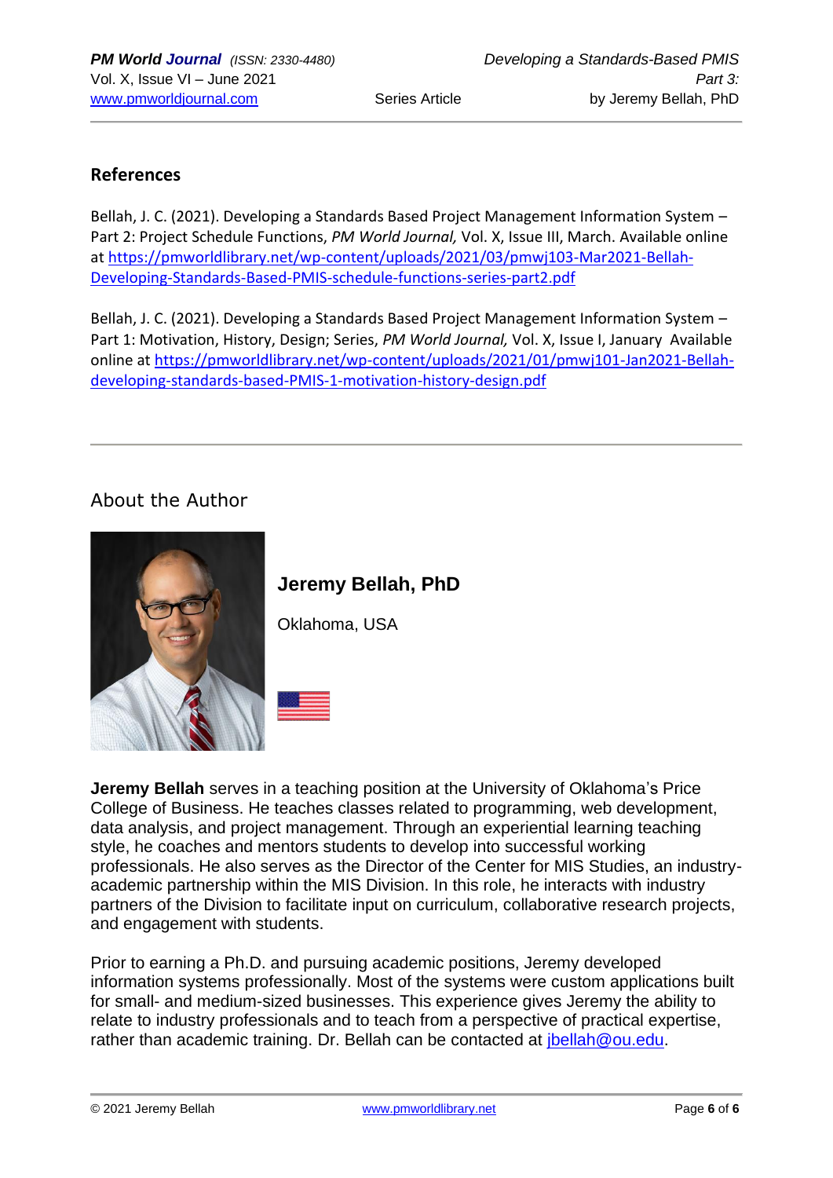## References

Bellah, J. C. (2021). Developing a Standards Based Project Management Information System – Part 2: Project Schedule Functions, *PM World Journal,* Vol. X, Issue III, March. Available online at https://pmworldlibrary.net/wp-content/uploads/2021/03/pmwj103-Mar2021-Bellah-Developing-Standards-Based-PMIS-schedule-functions-series-part2.pdf

Bellah, J. C. (2021). Developing a Standards Based Project Management Information System – Part 1: Motivation, History, Design; Series, *PM World Journal,* Vol. X, Issue I, January Available online at https://pmworldlibrary.net/wp-content/uploads/2021/01/pmwj101-Jan2021-Bellah-developing-standards-based-PMIS-1-motivation-history-design.pdf

## About the Author

**Jeremy Bellah, PhD**

Oklahoma, USA

**Jeremy Bellah** serves in a teaching position at the University of Oklahoma's Price College of Business. He teaches classes related to programming, web development, data analysis, and project management. Through an experiential learning teaching style, he coaches and mentors students to develop into successful working professionals. He also serves as the Director of the Center for MIS Studies, an industry-academic partnership within the MIS Division. In this role, he interacts with industry partners of the Division to facilitate input on curriculum, collaborative research projects, and engagement with students.

Prior to earning a Ph.D. and pursuing academic positions, Jeremy developed information systems professionally. Most of the systems were custom applications built for small- and medium-sized businesses. This experience gives Jeremy the ability to relate to industry professionals and to teach from a perspective of practical expertise, rather than academic training. Dr. Bellah can be contacted at jbellah@ou.edu.